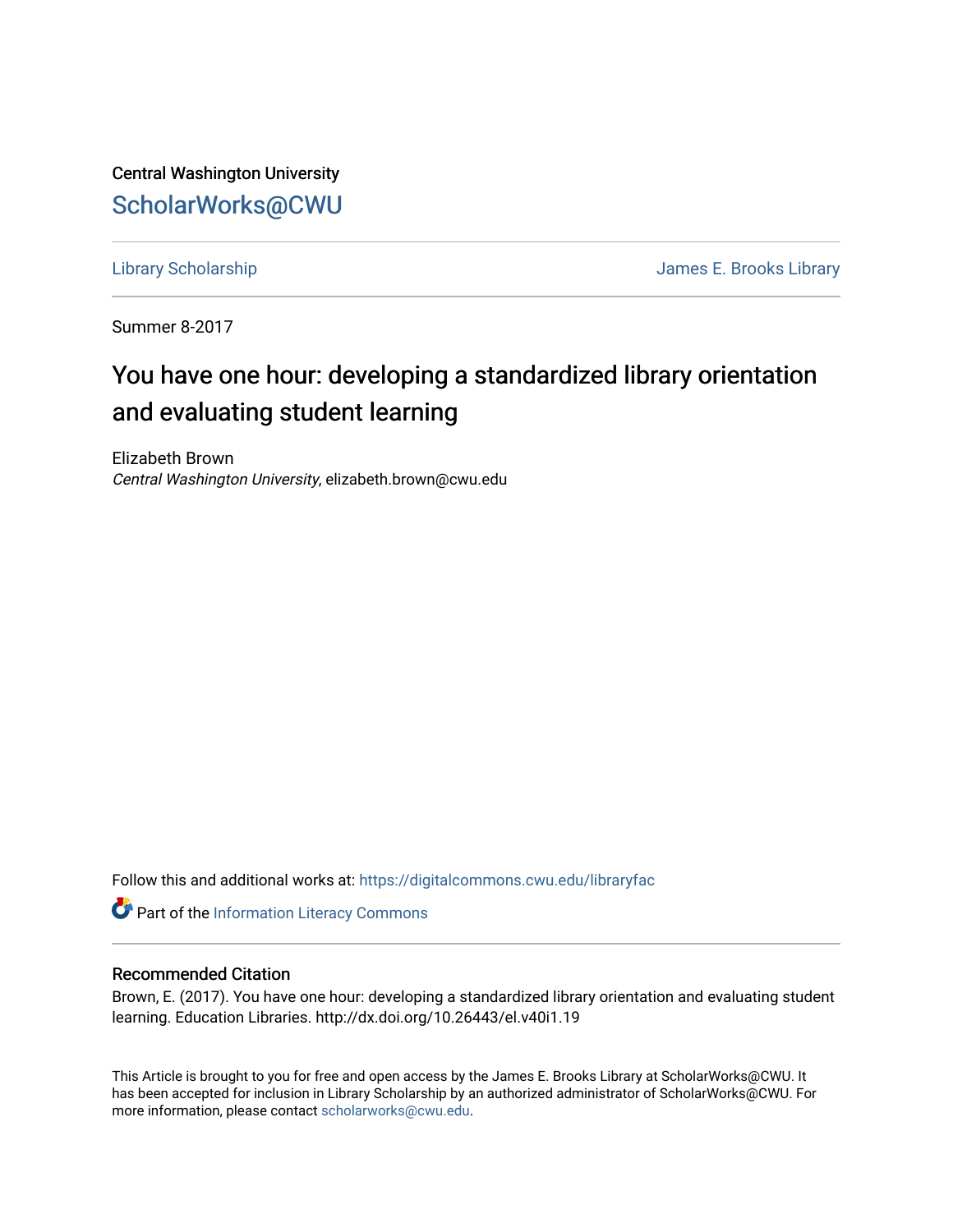Central Washington University

ScholarWorks@CWU

Library Scholarship | James E. Brooks Library

Summer 8-2017

# You have one hour: developing a standardized library orientation and evaluating student learning

Elizabeth Brown
*Central Washington University*, elizabeth.brown@cwu.edu

Follow this and additional works at: https://digitalcommons.cwu.edu/libraryfac

Part of the Information Literacy Commons

## Recommended Citation

Brown, E. (2017). You have one hour: developing a standardized library orientation and evaluating student learning. Education Libraries. http://dx.doi.org/10.26443/el.v40i1.19

This Article is brought to you for free and open access by the James E. Brooks Library at ScholarWorks@CWU. It has been accepted for inclusion in Library Scholarship by an authorized administrator of ScholarWorks@CWU. For more information, please contact scholarworks@cwu.edu.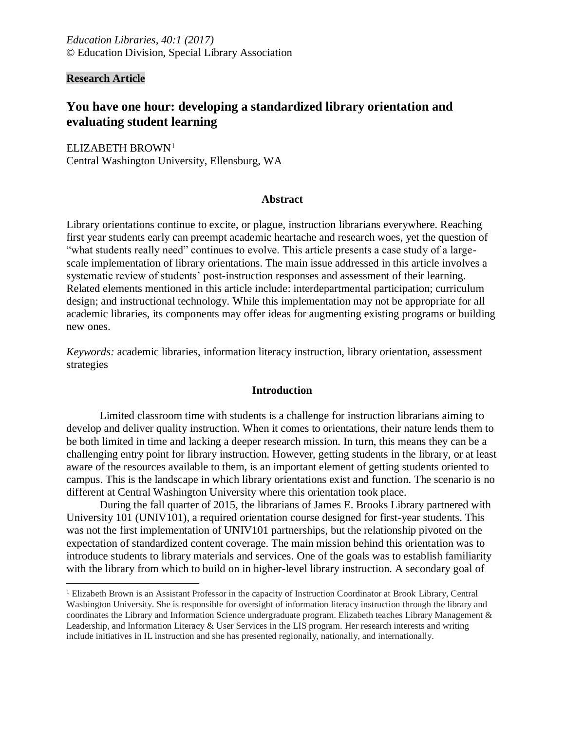*Education Libraries, 40:1 (2017)*
© Education Division, Special Library Association

**Research Article**

# You have one hour: developing a standardized library orientation and evaluating student learning

ELIZABETH BROWN[1]
Central Washington University, Ellensburg, WA

## Abstract

Library orientations continue to excite, or plague, instruction librarians everywhere. Reaching first year students early can preempt academic heartache and research woes, yet the question of "what students really need" continues to evolve. This article presents a case study of a large-scale implementation of library orientations. The main issue addressed in this article involves a systematic review of students' post-instruction responses and assessment of their learning. Related elements mentioned in this article include: interdepartmental participation; curriculum design; and instructional technology. While this implementation may not be appropriate for all academic libraries, its components may offer ideas for augmenting existing programs or building new ones.

*Keywords:* academic libraries, information literacy instruction, library orientation, assessment strategies

## Introduction

Limited classroom time with students is a challenge for instruction librarians aiming to develop and deliver quality instruction. When it comes to orientations, their nature lends them to be both limited in time and lacking a deeper research mission. In turn, this means they can be a challenging entry point for library instruction. However, getting students in the library, or at least aware of the resources available to them, is an important element of getting students oriented to campus. This is the landscape in which library orientations exist and function. The scenario is no different at Central Washington University where this orientation took place.

During the fall quarter of 2015, the librarians of James E. Brooks Library partnered with University 101 (UNIV101), a required orientation course designed for first-year students. This was not the first implementation of UNIV101 partnerships, but the relationship pivoted on the expectation of standardized content coverage. The main mission behind this orientation was to introduce students to library materials and services. One of the goals was to establish familiarity with the library from which to build on in higher-level library instruction. A secondary goal of

---

[1] Elizabeth Brown is an Assistant Professor in the capacity of Instruction Coordinator at Brook Library, Central Washington University. She is responsible for oversight of information literacy instruction through the library and coordinates the Library and Information Science undergraduate program. Elizabeth teaches Library Management & Leadership, and Information Literacy & User Services in the LIS program. Her research interests and writing include initiatives in IL instruction and she has presented regionally, nationally, and internationally.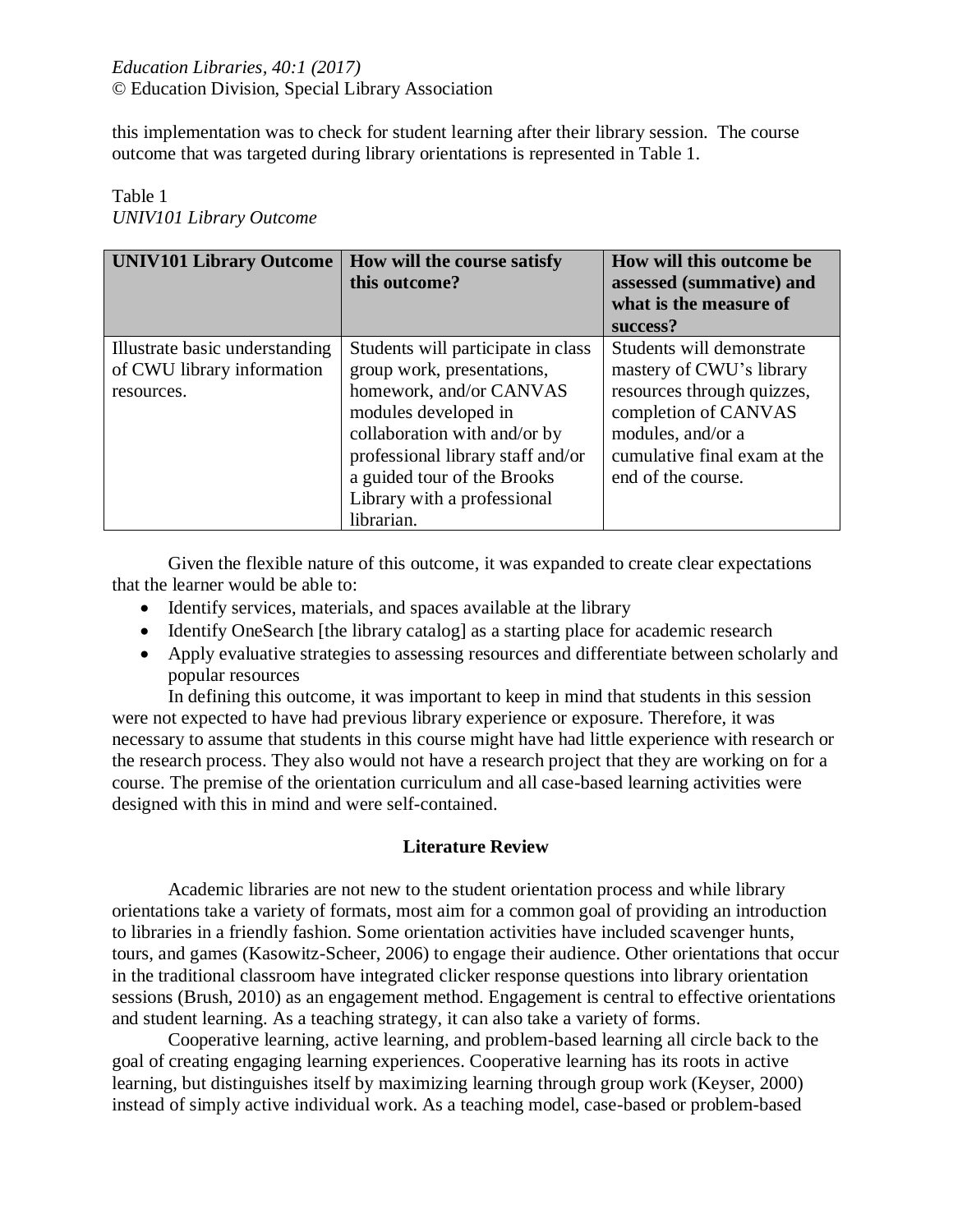this implementation was to check for student learning after their library session. The course outcome that was targeted during library orientations is represented in Table 1.

Table 1
*UNIV101 Library Outcome*

| **UNIV101 Library Outcome** | **How will the course satisfy this outcome?** | **How will this outcome be assessed (summative) and what is the measure of success?** |
|---|---|---|
| Illustrate basic understanding of CWU library information resources. | Students will participate in class group work, presentations, homework, and/or CANVAS modules developed in collaboration with and/or by professional library staff and/or a guided tour of the Brooks Library with a professional librarian. | Students will demonstrate mastery of CWU's library resources through quizzes, completion of CANVAS modules, and/or a cumulative final exam at the end of the course. |

Given the flexible nature of this outcome, it was expanded to create clear expectations that the learner would be able to:

- Identify services, materials, and spaces available at the library
- Identify OneSearch [the library catalog] as a starting place for academic research
- Apply evaluative strategies to assessing resources and differentiate between scholarly and popular resources

In defining this outcome, it was important to keep in mind that students in this session were not expected to have had previous library experience or exposure. Therefore, it was necessary to assume that students in this course might have had little experience with research or the research process. They also would not have a research project that they are working on for a course. The premise of the orientation curriculum and all case-based learning activities were designed with this in mind and were self-contained.

## Literature Review

Academic libraries are not new to the student orientation process and while library orientations take a variety of formats, most aim for a common goal of providing an introduction to libraries in a friendly fashion. Some orientation activities have included scavenger hunts, tours, and games (Kasowitz-Scheer, 2006) to engage their audience. Other orientations that occur in the traditional classroom have integrated clicker response questions into library orientation sessions (Brush, 2010) as an engagement method. Engagement is central to effective orientations and student learning. As a teaching strategy, it can also take a variety of forms.

Cooperative learning, active learning, and problem-based learning all circle back to the goal of creating engaging learning experiences. Cooperative learning has its roots in active learning, but distinguishes itself by maximizing learning through group work (Keyser, 2000) instead of simply active individual work. As a teaching model, case-based or problem-based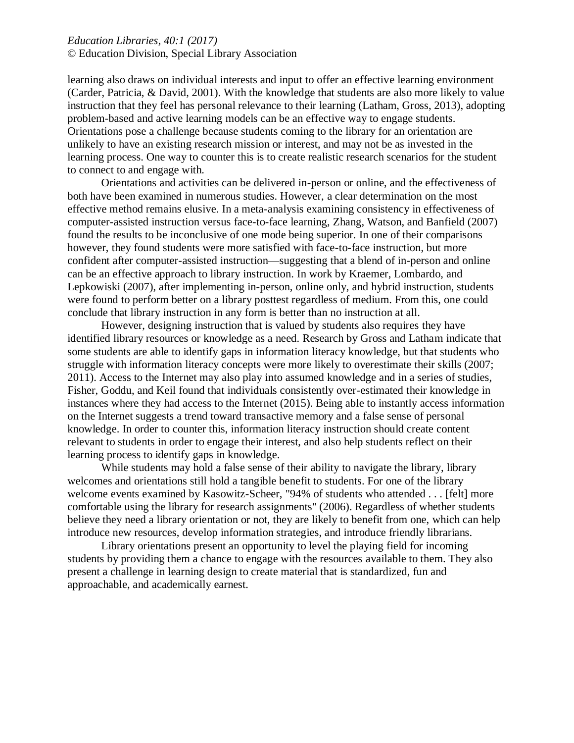learning also draws on individual interests and input to offer an effective learning environment (Carder, Patricia, & David, 2001). With the knowledge that students are also more likely to value instruction that they feel has personal relevance to their learning (Latham, Gross, 2013), adopting problem-based and active learning models can be an effective way to engage students. Orientations pose a challenge because students coming to the library for an orientation are unlikely to have an existing research mission or interest, and may not be as invested in the learning process. One way to counter this is to create realistic research scenarios for the student to connect to and engage with.

Orientations and activities can be delivered in-person or online, and the effectiveness of both have been examined in numerous studies. However, a clear determination on the most effective method remains elusive. In a meta-analysis examining consistency in effectiveness of computer-assisted instruction versus face-to-face learning, Zhang, Watson, and Banfield (2007) found the results to be inconclusive of one mode being superior. In one of their comparisons however, they found students were more satisfied with face-to-face instruction, but more confident after computer-assisted instruction—suggesting that a blend of in-person and online can be an effective approach to library instruction. In work by Kraemer, Lombardo, and Lepkowiski (2007), after implementing in-person, online only, and hybrid instruction, students were found to perform better on a library posttest regardless of medium. From this, one could conclude that library instruction in any form is better than no instruction at all.

However, designing instruction that is valued by students also requires they have identified library resources or knowledge as a need. Research by Gross and Latham indicate that some students are able to identify gaps in information literacy knowledge, but that students who struggle with information literacy concepts were more likely to overestimate their skills (2007; 2011). Access to the Internet may also play into assumed knowledge and in a series of studies, Fisher, Goddu, and Keil found that individuals consistently over-estimated their knowledge in instances where they had access to the Internet (2015). Being able to instantly access information on the Internet suggests a trend toward transactive memory and a false sense of personal knowledge. In order to counter this, information literacy instruction should create content relevant to students in order to engage their interest, and also help students reflect on their learning process to identify gaps in knowledge.

While students may hold a false sense of their ability to navigate the library, library welcomes and orientations still hold a tangible benefit to students. For one of the library welcome events examined by Kasowitz-Scheer, "94% of students who attended . . . [felt] more comfortable using the library for research assignments" (2006). Regardless of whether students believe they need a library orientation or not, they are likely to benefit from one, which can help introduce new resources, develop information strategies, and introduce friendly librarians.

Library orientations present an opportunity to level the playing field for incoming students by providing them a chance to engage with the resources available to them. They also present a challenge in learning design to create material that is standardized, fun and approachable, and academically earnest.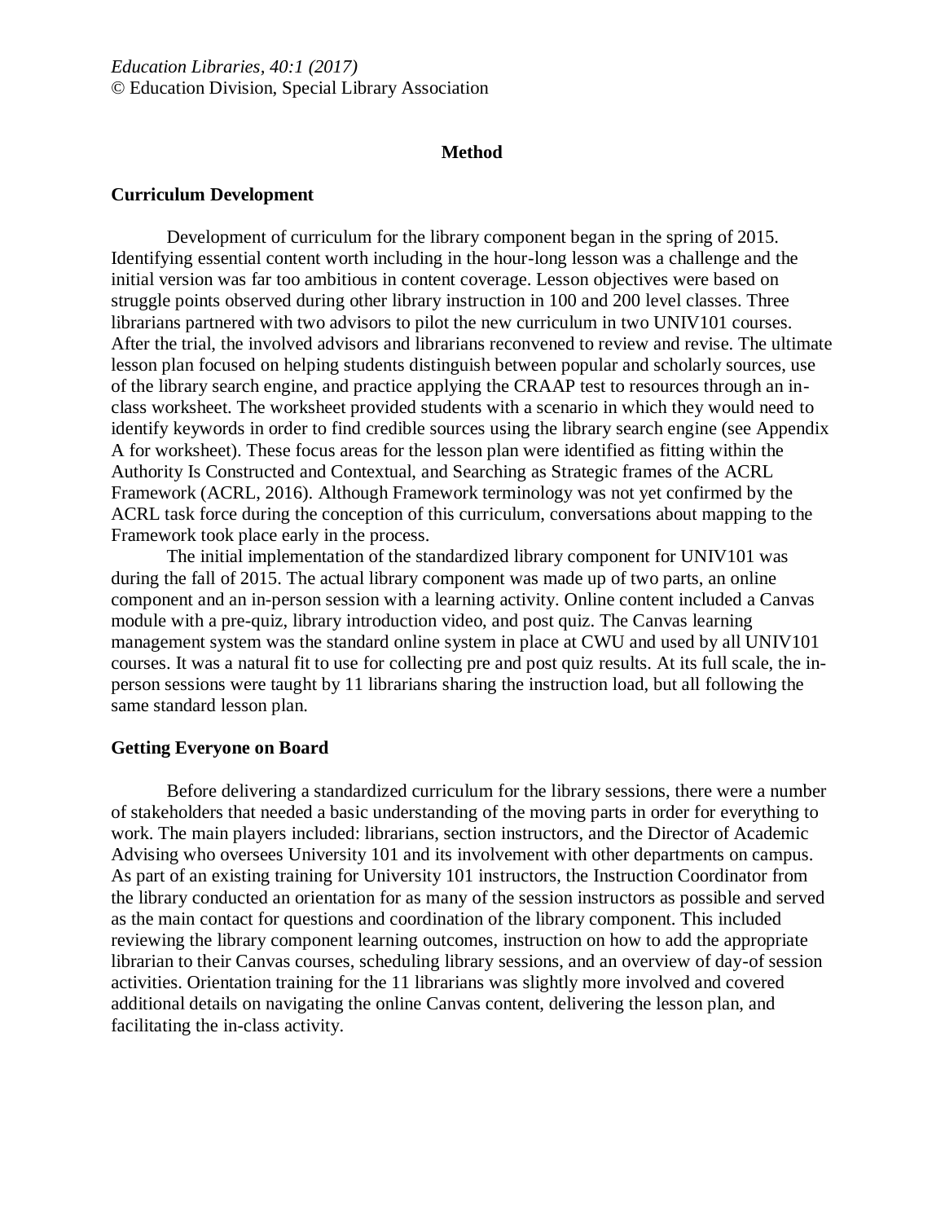## Method

### Curriculum Development

Development of curriculum for the library component began in the spring of 2015. Identifying essential content worth including in the hour-long lesson was a challenge and the initial version was far too ambitious in content coverage. Lesson objectives were based on struggle points observed during other library instruction in 100 and 200 level classes. Three librarians partnered with two advisors to pilot the new curriculum in two UNIV101 courses. After the trial, the involved advisors and librarians reconvened to review and revise. The ultimate lesson plan focused on helping students distinguish between popular and scholarly sources, use of the library search engine, and practice applying the CRAAP test to resources through an in-class worksheet. The worksheet provided students with a scenario in which they would need to identify keywords in order to find credible sources using the library search engine (see Appendix A for worksheet). These focus areas for the lesson plan were identified as fitting within the Authority Is Constructed and Contextual, and Searching as Strategic frames of the ACRL Framework (ACRL, 2016). Although Framework terminology was not yet confirmed by the ACRL task force during the conception of this curriculum, conversations about mapping to the Framework took place early in the process.

The initial implementation of the standardized library component for UNIV101 was during the fall of 2015. The actual library component was made up of two parts, an online component and an in-person session with a learning activity. Online content included a Canvas module with a pre-quiz, library introduction video, and post quiz. The Canvas learning management system was the standard online system in place at CWU and used by all UNIV101 courses. It was a natural fit to use for collecting pre and post quiz results. At its full scale, the in-person sessions were taught by 11 librarians sharing the instruction load, but all following the same standard lesson plan.

### Getting Everyone on Board

Before delivering a standardized curriculum for the library sessions, there were a number of stakeholders that needed a basic understanding of the moving parts in order for everything to work. The main players included: librarians, section instructors, and the Director of Academic Advising who oversees University 101 and its involvement with other departments on campus. As part of an existing training for University 101 instructors, the Instruction Coordinator from the library conducted an orientation for as many of the session instructors as possible and served as the main contact for questions and coordination of the library component. This included reviewing the library component learning outcomes, instruction on how to add the appropriate librarian to their Canvas courses, scheduling library sessions, and an overview of day-of session activities. Orientation training for the 11 librarians was slightly more involved and covered additional details on navigating the online Canvas content, delivering the lesson plan, and facilitating the in-class activity.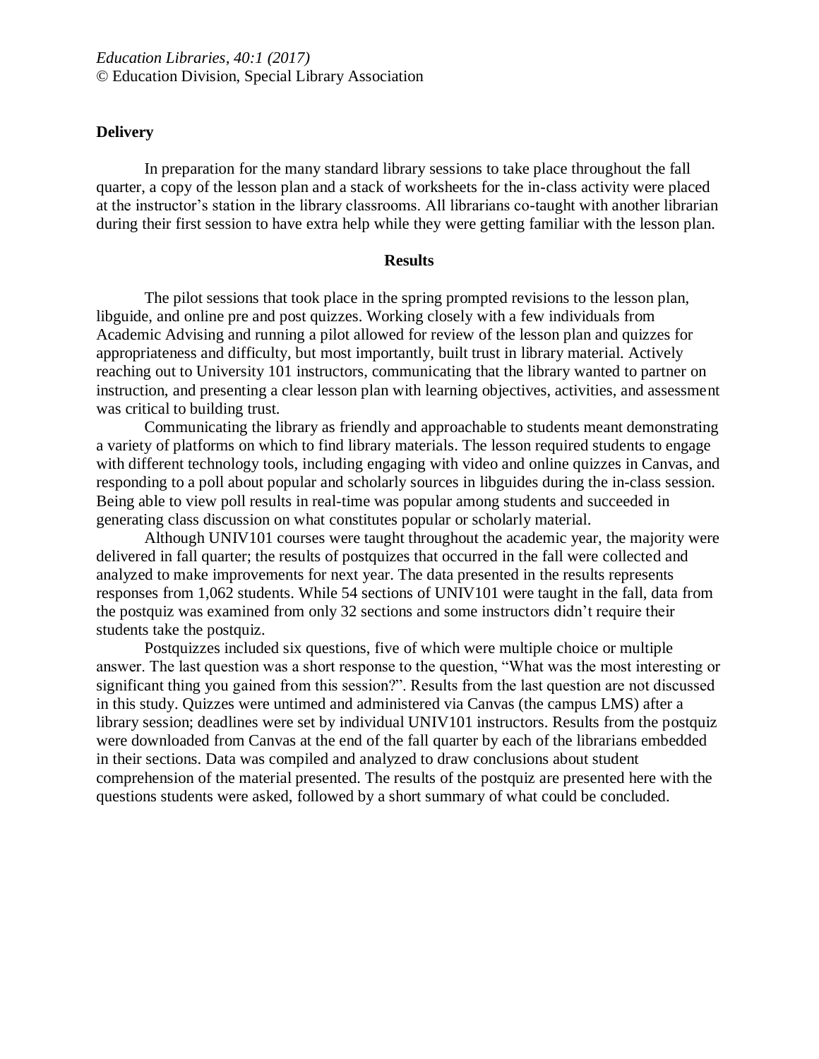**Delivery**

In preparation for the many standard library sessions to take place throughout the fall quarter, a copy of the lesson plan and a stack of worksheets for the in-class activity were placed at the instructor's station in the library classrooms. All librarians co-taught with another librarian during their first session to have extra help while they were getting familiar with the lesson plan.

## Results

The pilot sessions that took place in the spring prompted revisions to the lesson plan, libguide, and online pre and post quizzes. Working closely with a few individuals from Academic Advising and running a pilot allowed for review of the lesson plan and quizzes for appropriateness and difficulty, but most importantly, built trust in library material. Actively reaching out to University 101 instructors, communicating that the library wanted to partner on instruction, and presenting a clear lesson plan with learning objectives, activities, and assessment was critical to building trust.

Communicating the library as friendly and approachable to students meant demonstrating a variety of platforms on which to find library materials. The lesson required students to engage with different technology tools, including engaging with video and online quizzes in Canvas, and responding to a poll about popular and scholarly sources in libguides during the in-class session. Being able to view poll results in real-time was popular among students and succeeded in generating class discussion on what constitutes popular or scholarly material.

Although UNIV101 courses were taught throughout the academic year, the majority were delivered in fall quarter; the results of postquizes that occurred in the fall were collected and analyzed to make improvements for next year. The data presented in the results represents responses from 1,062 students. While 54 sections of UNIV101 were taught in the fall, data from the postquiz was examined from only 32 sections and some instructors didn't require their students take the postquiz.

Postquizzes included six questions, five of which were multiple choice or multiple answer. The last question was a short response to the question, "What was the most interesting or significant thing you gained from this session?". Results from the last question are not discussed in this study. Quizzes were untimed and administered via Canvas (the campus LMS) after a library session; deadlines were set by individual UNIV101 instructors. Results from the postquiz were downloaded from Canvas at the end of the fall quarter by each of the librarians embedded in their sections. Data was compiled and analyzed to draw conclusions about student comprehension of the material presented. The results of the postquiz are presented here with the questions students were asked, followed by a short summary of what could be concluded.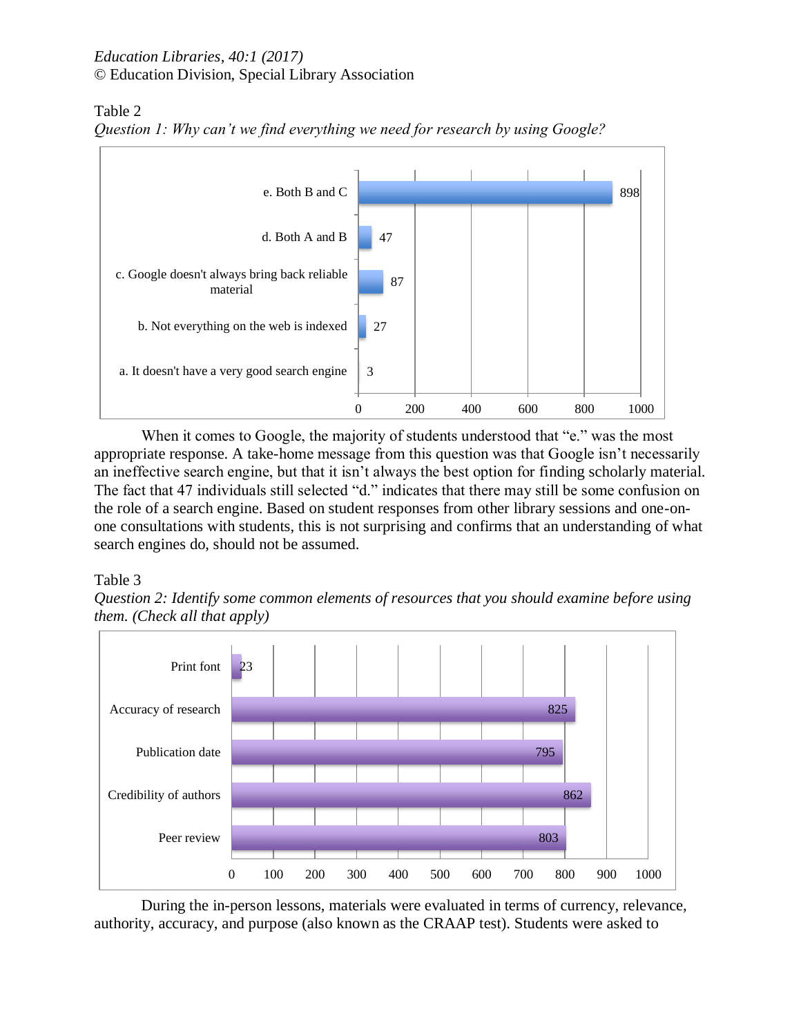Table 2

*Question 1: Why can't we find everything we need for research by using Google?*

| Response | Count |
| --- | --- |
| e. Both B and C | 898 |
| d. Both A and B | 47 |
| c. Google doesn't always bring back reliable material | 87 |
| b. Not everything on the web is indexed | 27 |
| a. It doesn't have a very good search engine | 3 |

When it comes to Google, the majority of students understood that "e." was the most appropriate response. A take-home message from this question was that Google isn't necessarily an ineffective search engine, but that it isn't always the best option for finding scholarly material. The fact that 47 individuals still selected "d." indicates that there may still be some confusion on the role of a search engine. Based on student responses from other library sessions and one-on-one consultations with students, this is not surprising and confirms that an understanding of what search engines do, should not be assumed.

Table 3

*Question 2: Identify some common elements of resources that you should examine before using them. (Check all that apply)*

| Element | Count |
| --- | --- |
| Print font | 23 |
| Accuracy of research | 825 |
| Publication date | 795 |
| Credibility of authors | 862 |
| Peer review | 803 |

During the in-person lessons, materials were evaluated in terms of currency, relevance, authority, accuracy, and purpose (also known as the CRAAP test). Students were asked to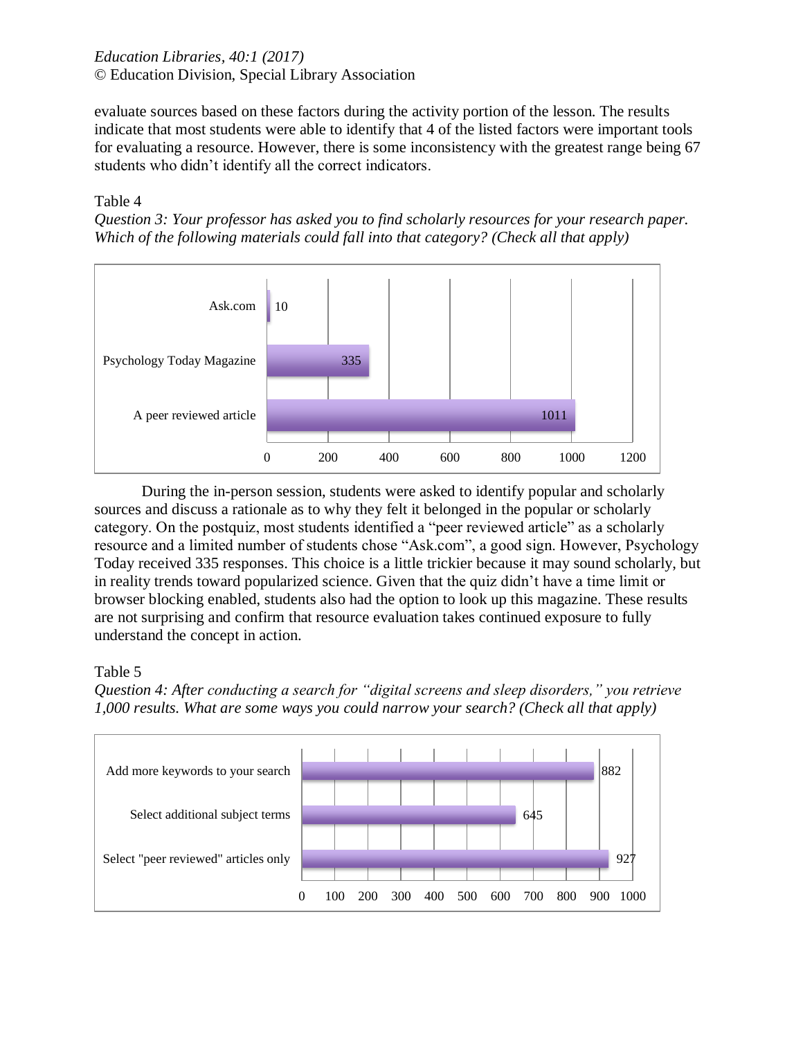evaluate sources based on these factors during the activity portion of the lesson. The results indicate that most students were able to identify that 4 of the listed factors were important tools for evaluating a resource. However, there is some inconsistency with the greatest range being 67 students who didn't identify all the correct indicators.

Table 4

*Question 3: Your professor has asked you to find scholarly resources for your research paper. Which of the following materials could fall into that category? (Check all that apply)*

| Response | Count |
|---|---|
| Ask.com | 10 |
| Psychology Today Magazine | 335 |
| A peer reviewed article | 1011 |

During the in-person session, students were asked to identify popular and scholarly sources and discuss a rationale as to why they felt it belonged in the popular or scholarly category. On the postquiz, most students identified a "peer reviewed article" as a scholarly resource and a limited number of students chose "Ask.com", a good sign. However, Psychology Today received 335 responses. This choice is a little trickier because it may sound scholarly, but in reality trends toward popularized science. Given that the quiz didn't have a time limit or browser blocking enabled, students also had the option to look up this magazine. These results are not surprising and confirm that resource evaluation takes continued exposure to fully understand the concept in action.

Table 5

*Question 4: After conducting a search for "digital screens and sleep disorders," you retrieve 1,000 results. What are some ways you could narrow your search? (Check all that apply)*

| Response | Count |
|---|---|
| Add more keywords to your search | 882 |
| Select additional subject terms | 645 |
| Select "peer reviewed" articles only | 927 |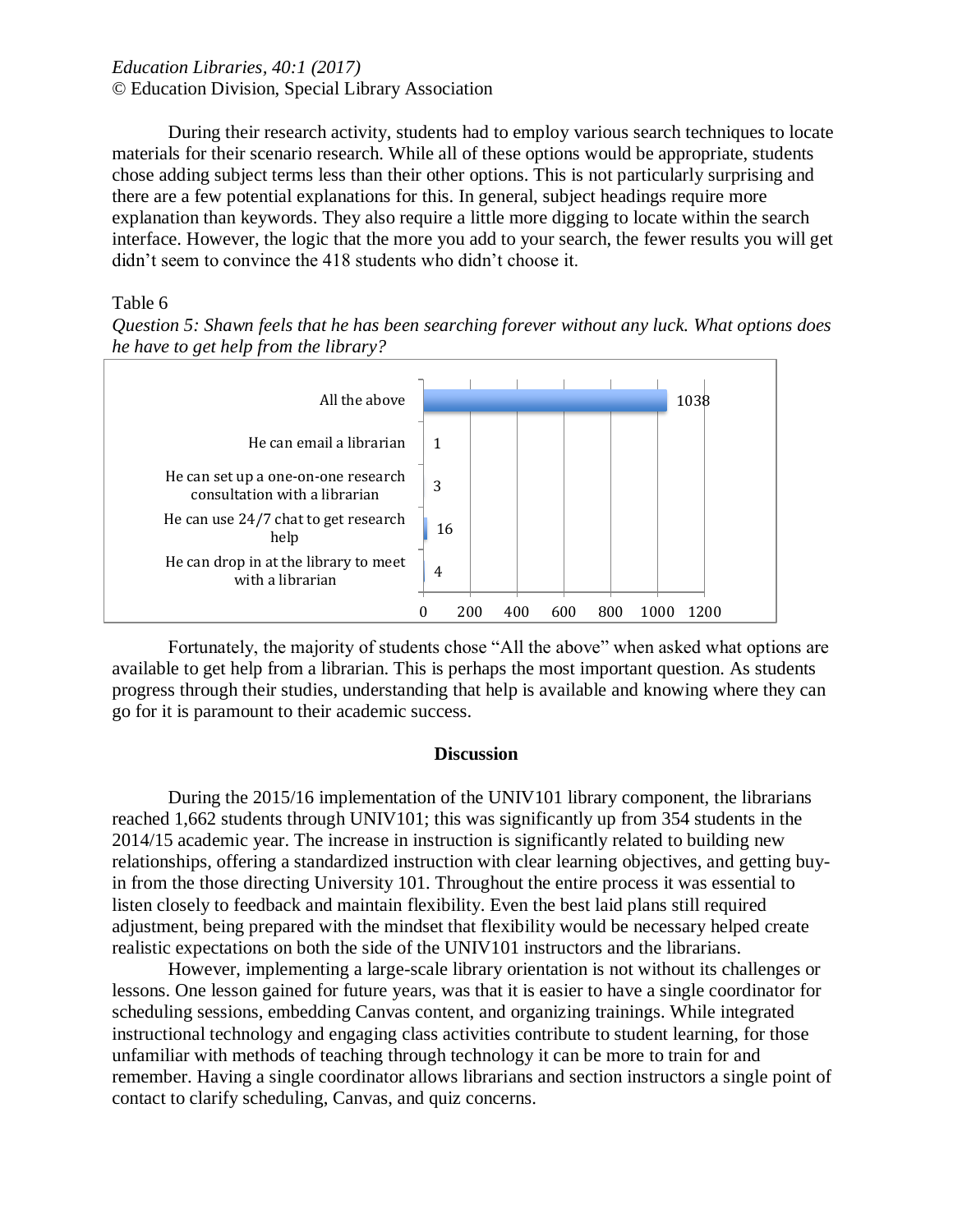During their research activity, students had to employ various search techniques to locate materials for their scenario research. While all of these options would be appropriate, students chose adding subject terms less than their other options. This is not particularly surprising and there are a few potential explanations for this. In general, subject headings require more explanation than keywords. They also require a little more digging to locate within the search interface. However, the logic that the more you add to your search, the fewer results you will get didn't seem to convince the 418 students who didn't choose it.

Table 6

*Question 5: Shawn feels that he has been searching forever without any luck. What options does he have to get help from the library?*

| Response | Count |
| --- | --- |
| All the above | 1038 |
| He can email a librarian | 1 |
| He can set up a one-on-one research consultation with a librarian | 3 |
| He can use 24/7 chat to get research help | 16 |
| He can drop in at the library to meet with a librarian | 4 |

Fortunately, the majority of students chose "All the above" when asked what options are available to get help from a librarian. This is perhaps the most important question. As students progress through their studies, understanding that help is available and knowing where they can go for it is paramount to their academic success.

## Discussion

During the 2015/16 implementation of the UNIV101 library component, the librarians reached 1,662 students through UNIV101; this was significantly up from 354 students in the 2014/15 academic year. The increase in instruction is significantly related to building new relationships, offering a standardized instruction with clear learning objectives, and getting buy-in from the those directing University 101. Throughout the entire process it was essential to listen closely to feedback and maintain flexibility. Even the best laid plans still required adjustment, being prepared with the mindset that flexibility would be necessary helped create realistic expectations on both the side of the UNIV101 instructors and the librarians.

However, implementing a large-scale library orientation is not without its challenges or lessons. One lesson gained for future years, was that it is easier to have a single coordinator for scheduling sessions, embedding Canvas content, and organizing trainings. While integrated instructional technology and engaging class activities contribute to student learning, for those unfamiliar with methods of teaching through technology it can be more to train for and remember. Having a single coordinator allows librarians and section instructors a single point of contact to clarify scheduling, Canvas, and quiz concerns.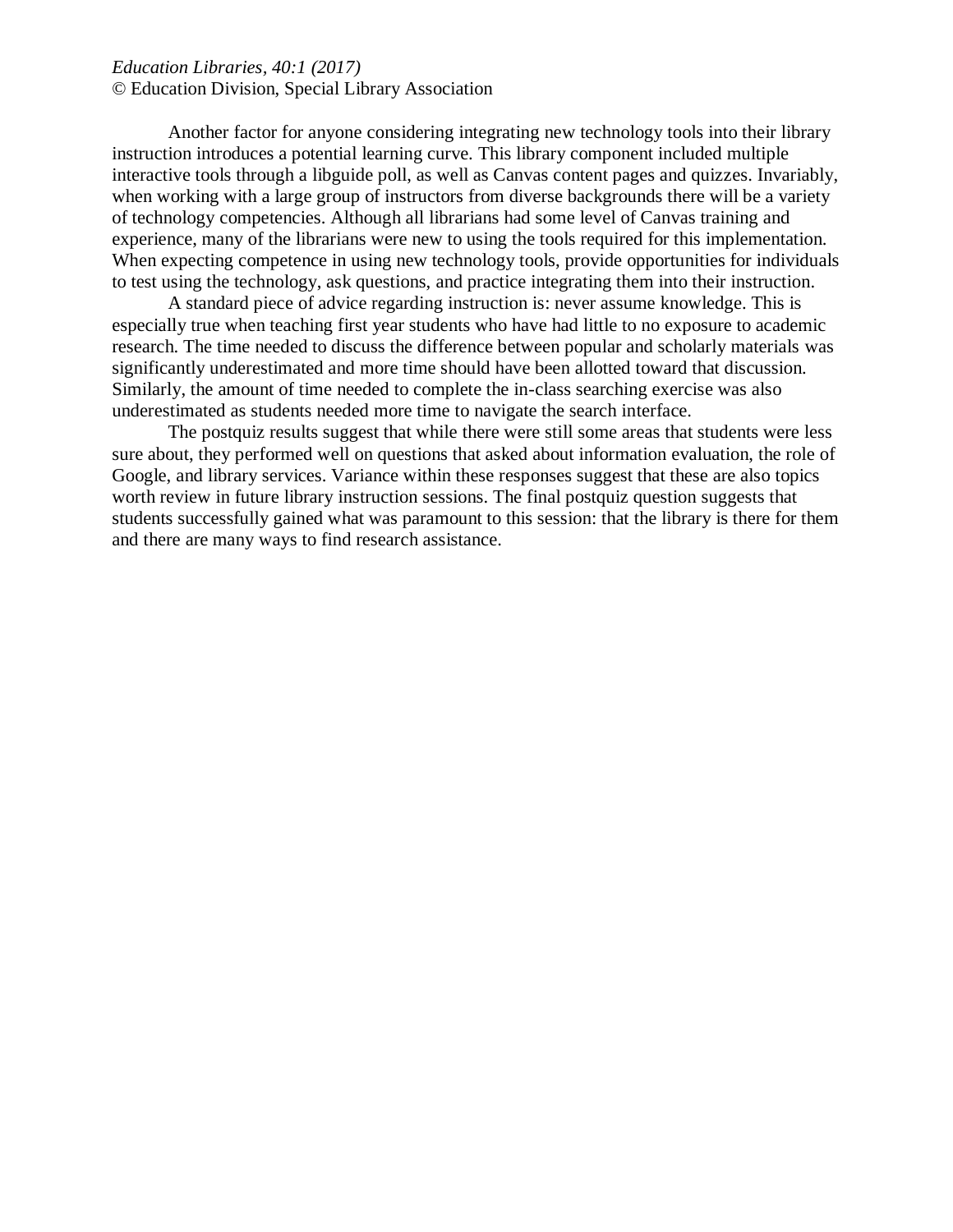Another factor for anyone considering integrating new technology tools into their library instruction introduces a potential learning curve. This library component included multiple interactive tools through a libguide poll, as well as Canvas content pages and quizzes. Invariably, when working with a large group of instructors from diverse backgrounds there will be a variety of technology competencies. Although all librarians had some level of Canvas training and experience, many of the librarians were new to using the tools required for this implementation. When expecting competence in using new technology tools, provide opportunities for individuals to test using the technology, ask questions, and practice integrating them into their instruction.

A standard piece of advice regarding instruction is: never assume knowledge. This is especially true when teaching first year students who have had little to no exposure to academic research. The time needed to discuss the difference between popular and scholarly materials was significantly underestimated and more time should have been allotted toward that discussion. Similarly, the amount of time needed to complete the in-class searching exercise was also underestimated as students needed more time to navigate the search interface.

The postquiz results suggest that while there were still some areas that students were less sure about, they performed well on questions that asked about information evaluation, the role of Google, and library services. Variance within these responses suggest that these are also topics worth review in future library instruction sessions. The final postquiz question suggests that students successfully gained what was paramount to this session: that the library is there for them and there are many ways to find research assistance.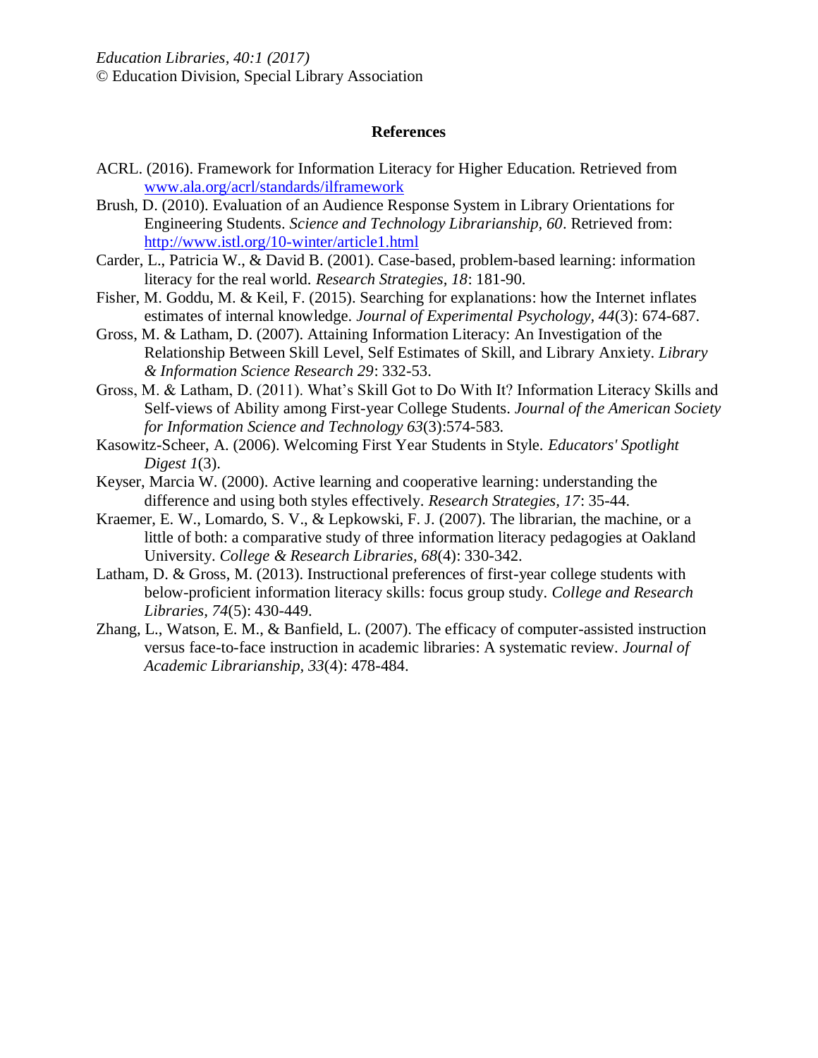## References

ACRL. (2016). Framework for Information Literacy for Higher Education. Retrieved from www.ala.org/acrl/standards/ilframework

Brush, D. (2010). Evaluation of an Audience Response System in Library Orientations for Engineering Students. *Science and Technology Librarianship, 60*. Retrieved from: http://www.istl.org/10-winter/article1.html

Carder, L., Patricia W., & David B. (2001). Case-based, problem-based learning: information literacy for the real world. *Research Strategies, 18*: 181-90.

Fisher, M. Goddu, M. & Keil, F. (2015). Searching for explanations: how the Internet inflates estimates of internal knowledge. *Journal of Experimental Psychology, 44*(3): 674-687.

Gross, M. & Latham, D. (2007). Attaining Information Literacy: An Investigation of the Relationship Between Skill Level, Self Estimates of Skill, and Library Anxiety. *Library & Information Science Research 29*: 332-53.

Gross, M. & Latham, D. (2011). What's Skill Got to Do With It? Information Literacy Skills and Self-views of Ability among First-year College Students. *Journal of the American Society for Information Science and Technology 63*(3):574-583.

Kasowitz-Scheer, A. (2006). Welcoming First Year Students in Style. *Educators' Spotlight Digest 1*(3).

Keyser, Marcia W. (2000). Active learning and cooperative learning: understanding the difference and using both styles effectively. *Research Strategies, 17*: 35-44.

Kraemer, E. W., Lomardo, S. V., & Lepkowski, F. J. (2007). The librarian, the machine, or a little of both: a comparative study of three information literacy pedagogies at Oakland University. *College & Research Libraries, 68*(4): 330-342.

Latham, D. & Gross, M. (2013). Instructional preferences of first-year college students with below-proficient information literacy skills: focus group study. *College and Research Libraries, 74*(5): 430-449.

Zhang, L., Watson, E. M., & Banfield, L. (2007). The efficacy of computer-assisted instruction versus face-to-face instruction in academic libraries: A systematic review. *Journal of Academic Librarianship, 33*(4): 478-484.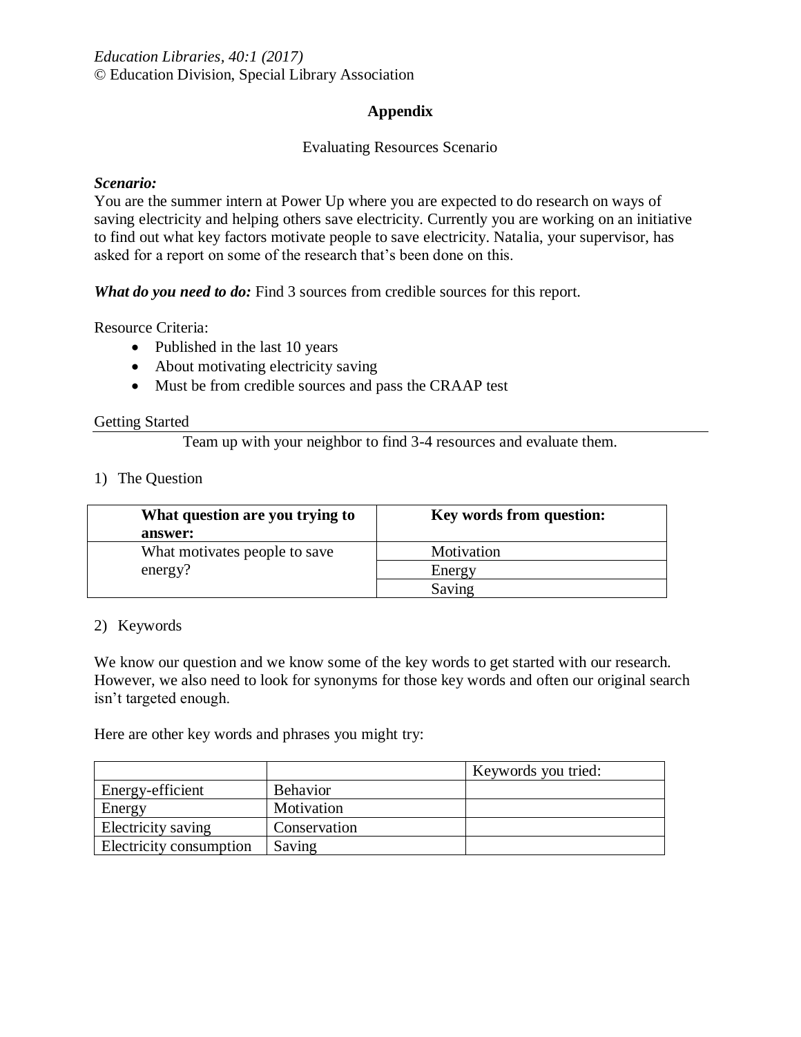Education Libraries, 40:1 (2017)
© Education Division, Special Library Association

## Appendix

Evaluating Resources Scenario

***Scenario:***
You are the summer intern at Power Up where you are expected to do research on ways of saving electricity and helping others save electricity. Currently you are working on an initiative to find out what key factors motivate people to save electricity. Natalia, your supervisor, has asked for a report on some of the research that's been done on this.

***What do you need to do:*** Find 3 sources from credible sources for this report.

Resource Criteria:

- Published in the last 10 years
- About motivating electricity saving
- Must be from credible sources and pass the CRAAP test

Getting Started

Team up with your neighbor to find 3-4 resources and evaluate them.

1) The Question

| What question are you trying to answer: | Key words from question: |
|---|---|
| What motivates people to save energy? | Motivation |
| | Energy |
| | Saving |

2) Keywords

We know our question and we know some of the key words to get started with our research. However, we also need to look for synonyms for those key words and often our original search isn't targeted enough.

Here are other key words and phrases you might try:

| | | Keywords you tried: |
|---|---|---|
| Energy-efficient | Behavior | |
| Energy | Motivation | |
| Electricity saving | Conservation | |
| Electricity consumption | Saving | |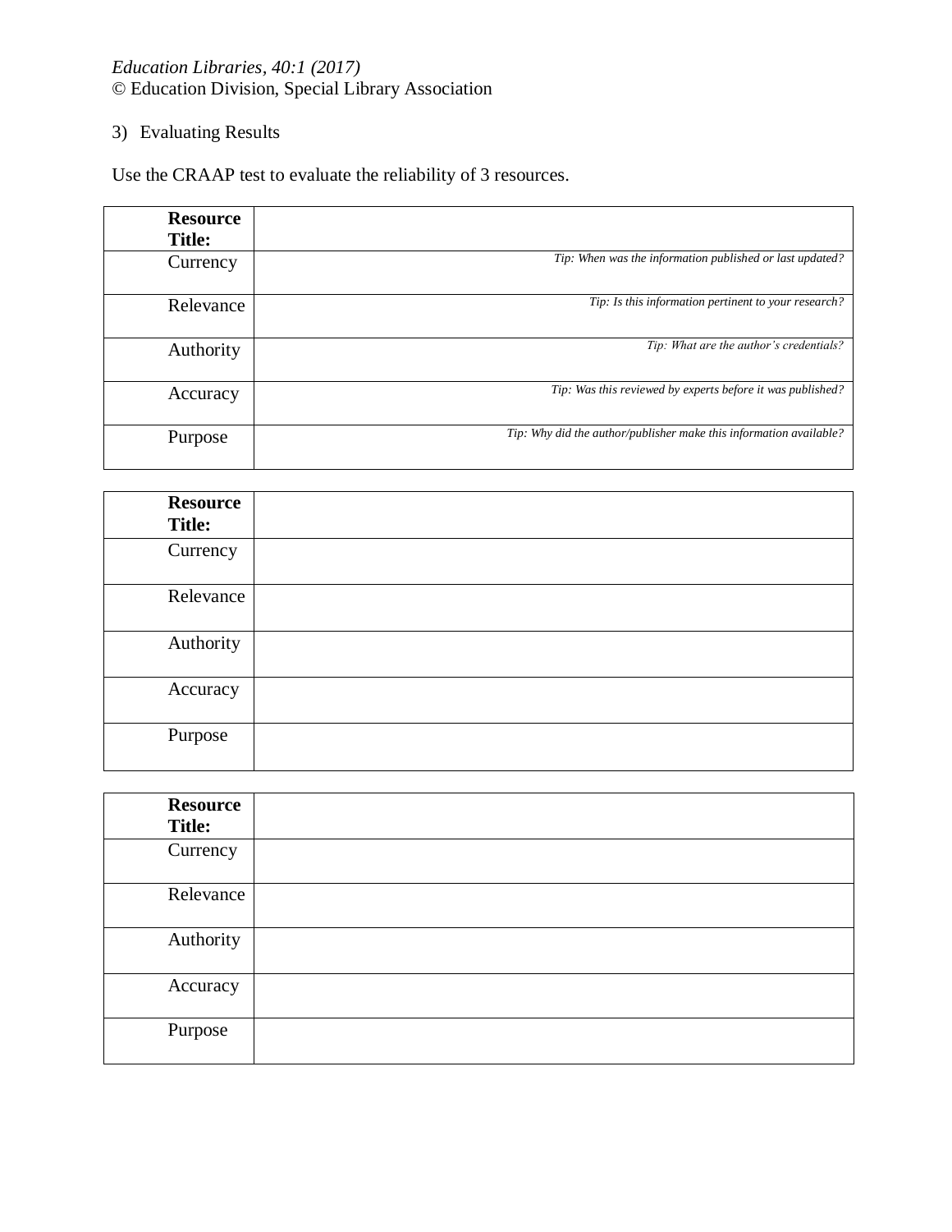3) Evaluating Results

Use the CRAAP test to evaluate the reliability of 3 resources.

| **Resource Title:** | |
|---|---|
| Currency | *Tip: When was the information published or last updated?* |
| Relevance | *Tip: Is this information pertinent to your research?* |
| Authority | *Tip: What are the author's credentials?* |
| Accuracy | *Tip: Was this reviewed by experts before it was published?* |
| Purpose | *Tip: Why did the author/publisher make this information available?* |

| **Resource Title:** | |
|---|---|
| Currency | |
| Relevance | |
| Authority | |
| Accuracy | |
| Purpose | |

| **Resource Title:** | |
|---|---|
| Currency | |
| Relevance | |
| Authority | |
| Accuracy | |
| Purpose | |